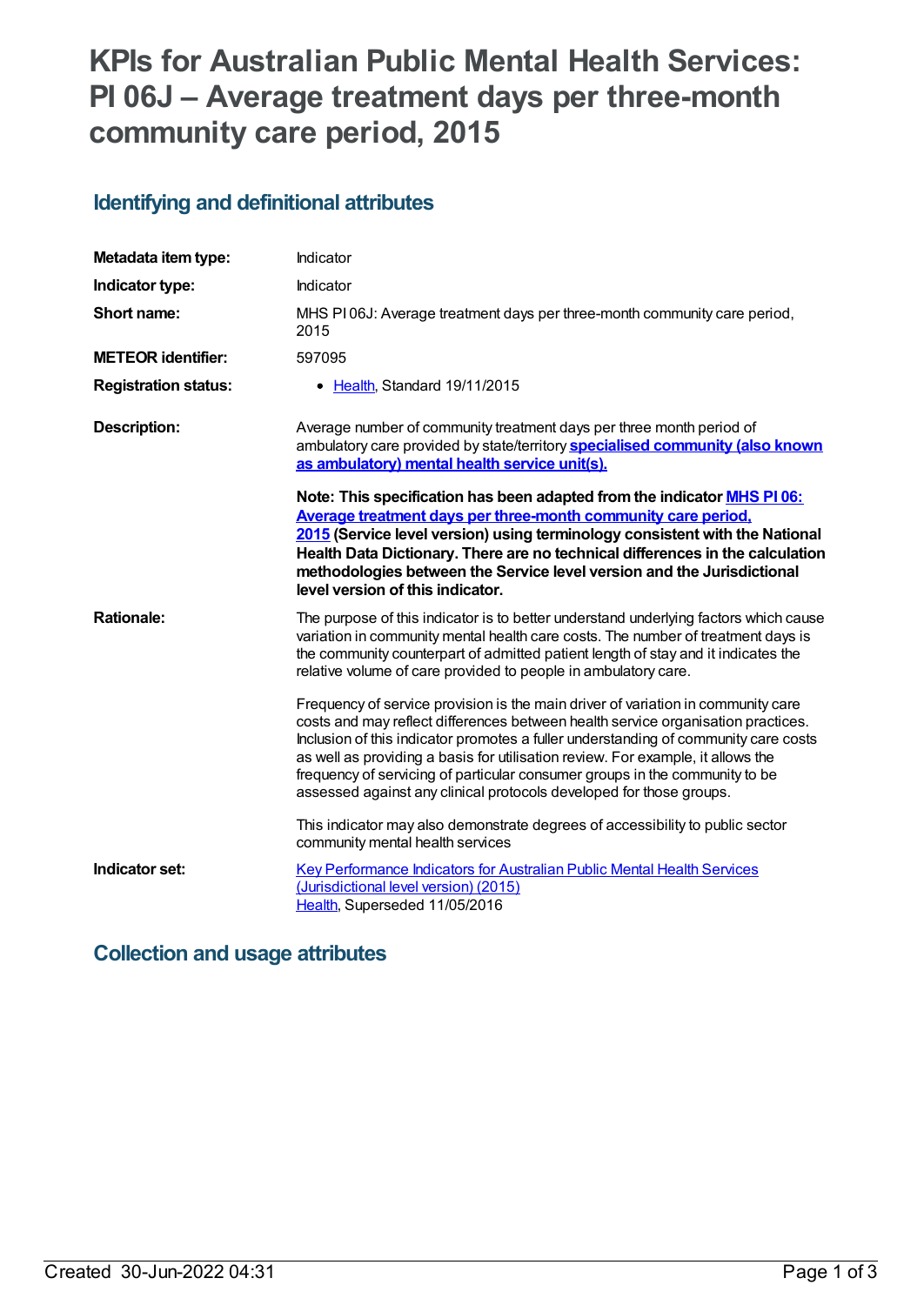# KPIs for Australian Public Mental Health Services: PI 06J – Average treatment days per three-month community care period, 2015

## Identifying and definitional attributes

| | |
|---|---|
| **Metadata item type:** | Indicator |
| **Indicator type:** | Indicator |
| **Short name:** | MHS PI 06J: Average treatment days per three-month community care period, 2015 |
| **METEOR identifier:** | 597095 |
| **Registration status:** | • Health, Standard 19/11/2015 |
| **Description:** | Average number of community treatment days per three month period of ambulatory care provided by state/territory **specialised community (also known as ambulatory) mental health service unit(s).**<br><br>**Note: This specification has been adapted from the indicator MHS PI 06: Average treatment days per three-month community care period, 2015 (Service level version) using terminology consistent with the National Health Data Dictionary. There are no technical differences in the calculation methodologies between the Service level version and the Jurisdictional level version of this indicator.** |
| **Rationale:** | The purpose of this indicator is to better understand underlying factors which cause variation in community mental health care costs. The number of treatment days is the community counterpart of admitted patient length of stay and it indicates the relative volume of care provided to people in ambulatory care.<br><br>Frequency of service provision is the main driver of variation in community care costs and may reflect differences between health service organisation practices. Inclusion of this indicator promotes a fuller understanding of community care costs as well as providing a basis for utilisation review. For example, it allows the frequency of servicing of particular consumer groups in the community to be assessed against any clinical protocols developed for those groups.<br><br>This indicator may also demonstrate degrees of accessibility to public sector community mental health services |
| **Indicator set:** | Key Performance Indicators for Australian Public Mental Health Services (Jurisdictional level version) (2015)<br>Health, Superseded 11/05/2016 |

## Collection and usage attributes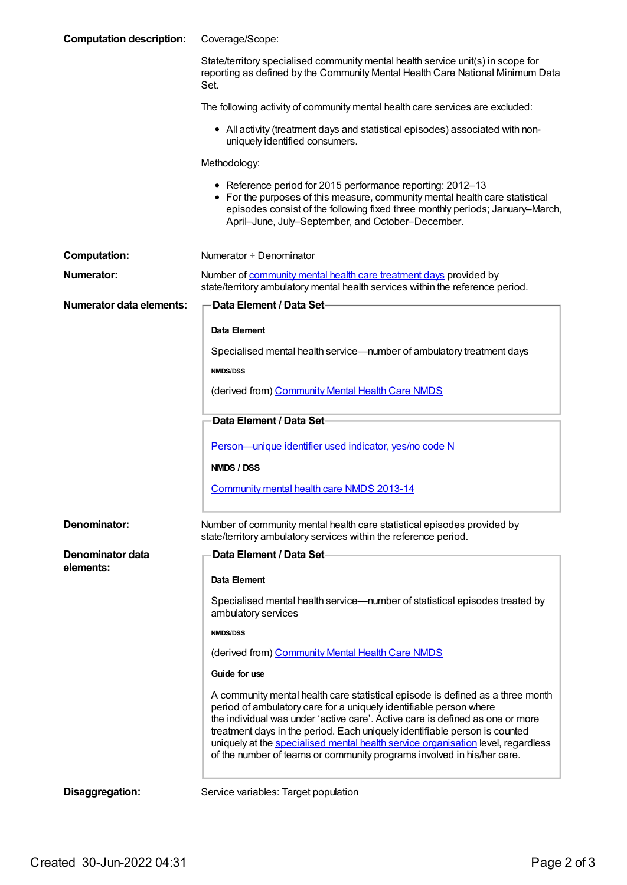**Computation description:** Coverage/Scope:

State/territory specialised community mental health service unit(s) in scope for reporting as defined by the Community Mental Health Care National Minimum Data Set.

The following activity of community mental health care services are excluded:

- All activity (treatment days and statistical episodes) associated with non-uniquely identified consumers.

Methodology:

- Reference period for 2015 performance reporting: 2012–13
- For the purposes of this measure, community mental health care statistical episodes consist of the following fixed three monthly periods; January–March, April–June, July–September, and October–December.

**Computation:** Numerator ÷ Denominator

**Numerator:** Number of community mental health care treatment days provided by state/territory ambulatory mental health services within the reference period.

**Numerator data elements:**

**Data Element / Data Set**

**Data Element**

Specialised mental health service—number of ambulatory treatment days

**NMDS/DSS**

(derived from) Community Mental Health Care NMDS

**Data Element / Data Set**

Person—unique identifier used indicator, yes/no code N

**NMDS / DSS**

Community mental health care NMDS 2013-14

**Denominator:** Number of community mental health care statistical episodes provided by state/territory ambulatory services within the reference period.

**Denominator data elements:**

**Data Element / Data Set**

**Data Element**

Specialised mental health service—number of statistical episodes treated by ambulatory services

**NMDS/DSS**

(derived from) Community Mental Health Care NMDS

**Guide for use**

A community mental health care statistical episode is defined as a three month period of ambulatory care for a uniquely identifiable person where the individual was under 'active care'. Active care is defined as one or more treatment days in the period. Each uniquely identifiable person is counted uniquely at the specialised mental health service organisation level, regardless of the number of teams or community programs involved in his/her care.

**Disaggregation:** Service variables: Target population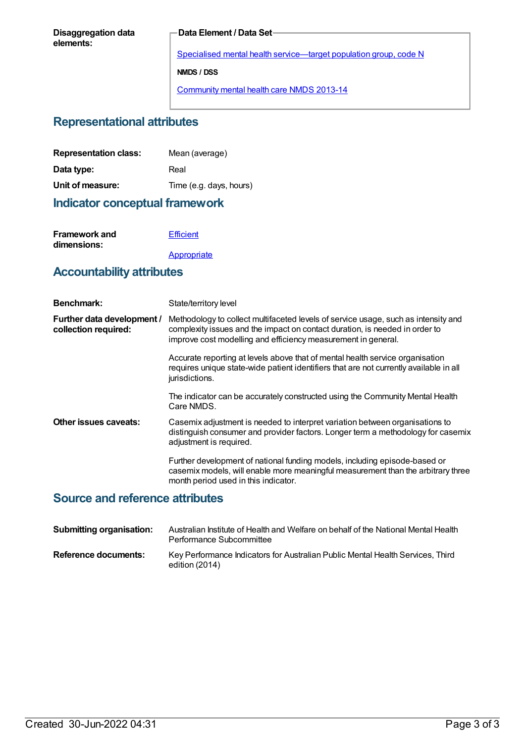**Disaggregation data elements:**

**Data Element / Data Set**

[Specialised mental health service—target population group, code N]

**NMDS / DSS**

[Community mental health care NMDS 2013-14]

## Representational attributes

**Representation class:** Mean (average)

**Data type:** Real

**Unit of measure:** Time (e.g. days, hours)

## Indicator conceptual framework

**Framework and dimensions:**

[Efficient]

[Appropriate]

## Accountability attributes

**Benchmark:** State/territory level

**Further data development / collection required:** Methodology to collect multifaceted levels of service usage, such as intensity and complexity issues and the impact on contact duration, is needed in order to improve cost modelling and efficiency measurement in general.

Accurate reporting at levels above that of mental health service organisation requires unique state-wide patient identifiers that are not currently available in all jurisdictions.

The indicator can be accurately constructed using the Community Mental Health Care NMDS.

**Other issues caveats:** Casemix adjustment is needed to interpret variation between organisations to distinguish consumer and provider factors. Longer term a methodology for casemix adjustment is required.

Further development of national funding models, including episode-based or casemix models, will enable more meaningful measurement than the arbitrary three month period used in this indicator.

## Source and reference attributes

**Submitting organisation:** Australian Institute of Health and Welfare on behalf of the National Mental Health Performance Subcommittee

**Reference documents:** Key Performance Indicators for Australian Public Mental Health Services, Third edition (2014)